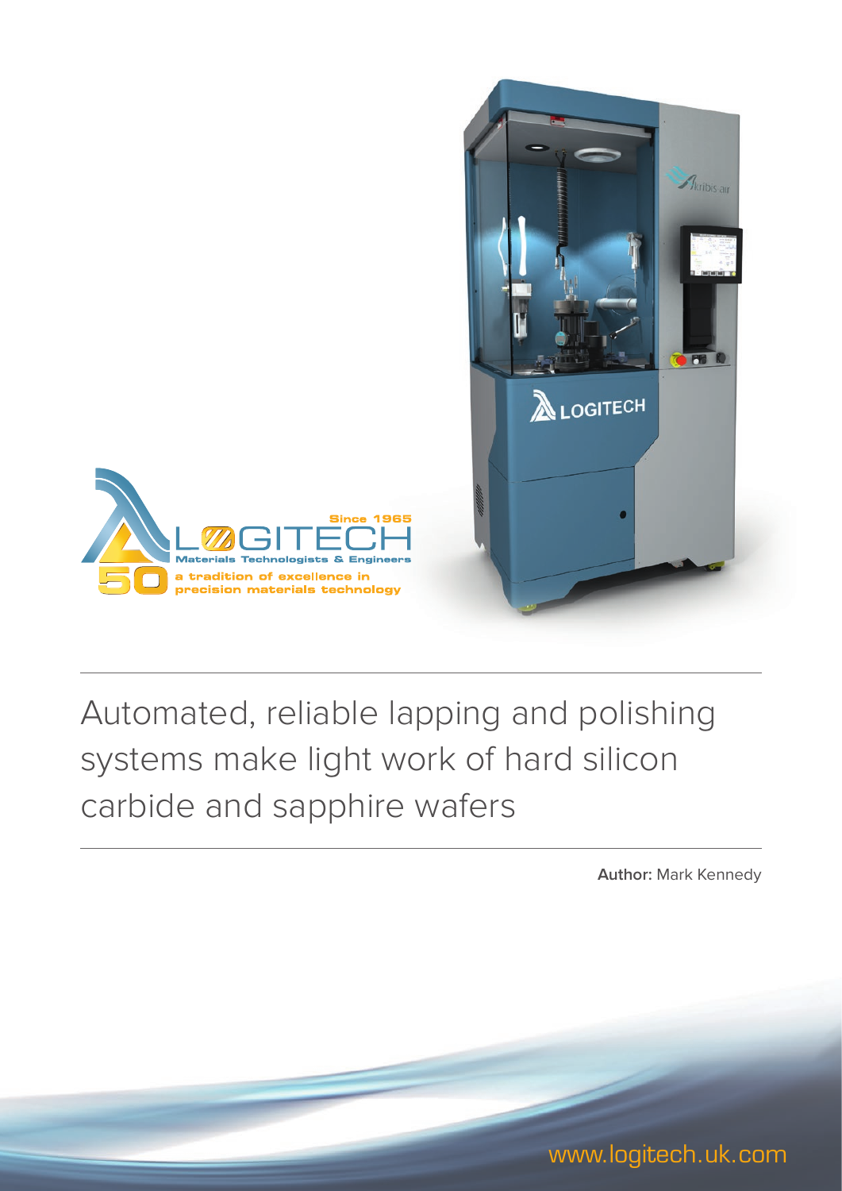Since 1965

LOGITECH

Materials Technologists & Engineers

a tradition of excellence in precision materials technology

# Automated, reliable lapping and polishing systems make light work of hard silicon carbide and sapphire wafers

**Author:** Mark Kennedy

www.logitech.uk.com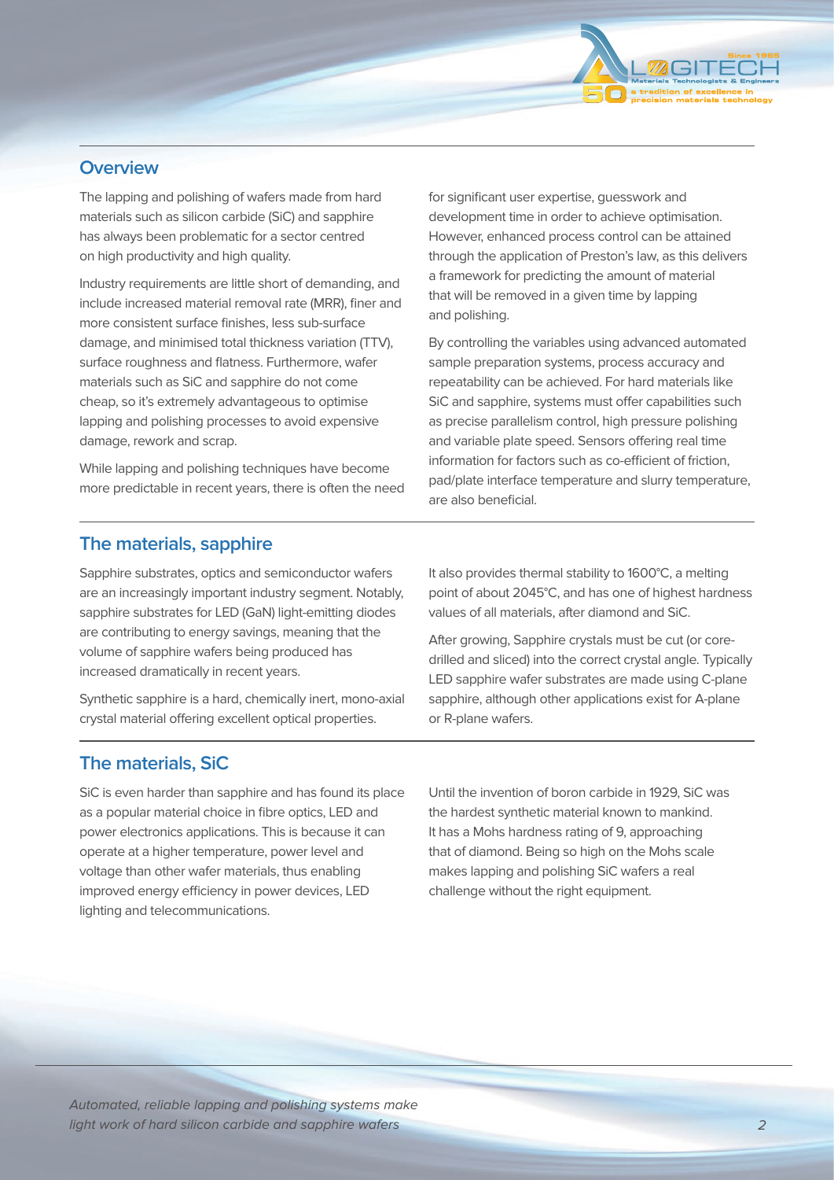## Overview

The lapping and polishing of wafers made from hard materials such as silicon carbide (SiC) and sapphire has always been problematic for a sector centred on high productivity and high quality.

Industry requirements are little short of demanding, and include increased material removal rate (MRR), finer and more consistent surface finishes, less sub-surface damage, and minimised total thickness variation (TTV), surface roughness and flatness. Furthermore, wafer materials such as SiC and sapphire do not come cheap, so it's extremely advantageous to optimise lapping and polishing processes to avoid expensive damage, rework and scrap.

While lapping and polishing techniques have become more predictable in recent years, there is often the need for significant user expertise, guesswork and development time in order to achieve optimisation. However, enhanced process control can be attained through the application of Preston's law, as this delivers a framework for predicting the amount of material that will be removed in a given time by lapping and polishing.

By controlling the variables using advanced automated sample preparation systems, process accuracy and repeatability can be achieved. For hard materials like SiC and sapphire, systems must offer capabilities such as precise parallelism control, high pressure polishing and variable plate speed. Sensors offering real time information for factors such as co-efficient of friction, pad/plate interface temperature and slurry temperature, are also beneficial.

## The materials, sapphire

Sapphire substrates, optics and semiconductor wafers are an increasingly important industry segment. Notably, sapphire substrates for LED (GaN) light-emitting diodes are contributing to energy savings, meaning that the volume of sapphire wafers being produced has increased dramatically in recent years.

Synthetic sapphire is a hard, chemically inert, mono-axial crystal material offering excellent optical properties. It also provides thermal stability to 1600°C, a melting point of about 2045°C, and has one of highest hardness values of all materials, after diamond and SiC.

After growing, Sapphire crystals must be cut (or core-drilled and sliced) into the correct crystal angle. Typically LED sapphire wafer substrates are made using C-plane sapphire, although other applications exist for A-plane or R-plane wafers.

## The materials, SiC

SiC is even harder than sapphire and has found its place as a popular material choice in fibre optics, LED and power electronics applications. This is because it can operate at a higher temperature, power level and voltage than other wafer materials, thus enabling improved energy efficiency in power devices, LED lighting and telecommunications.

Until the invention of boron carbide in 1929, SiC was the hardest synthetic material known to mankind. It has a Mohs hardness rating of 9, approaching that of diamond. Being so high on the Mohs scale makes lapping and polishing SiC wafers a real challenge without the right equipment.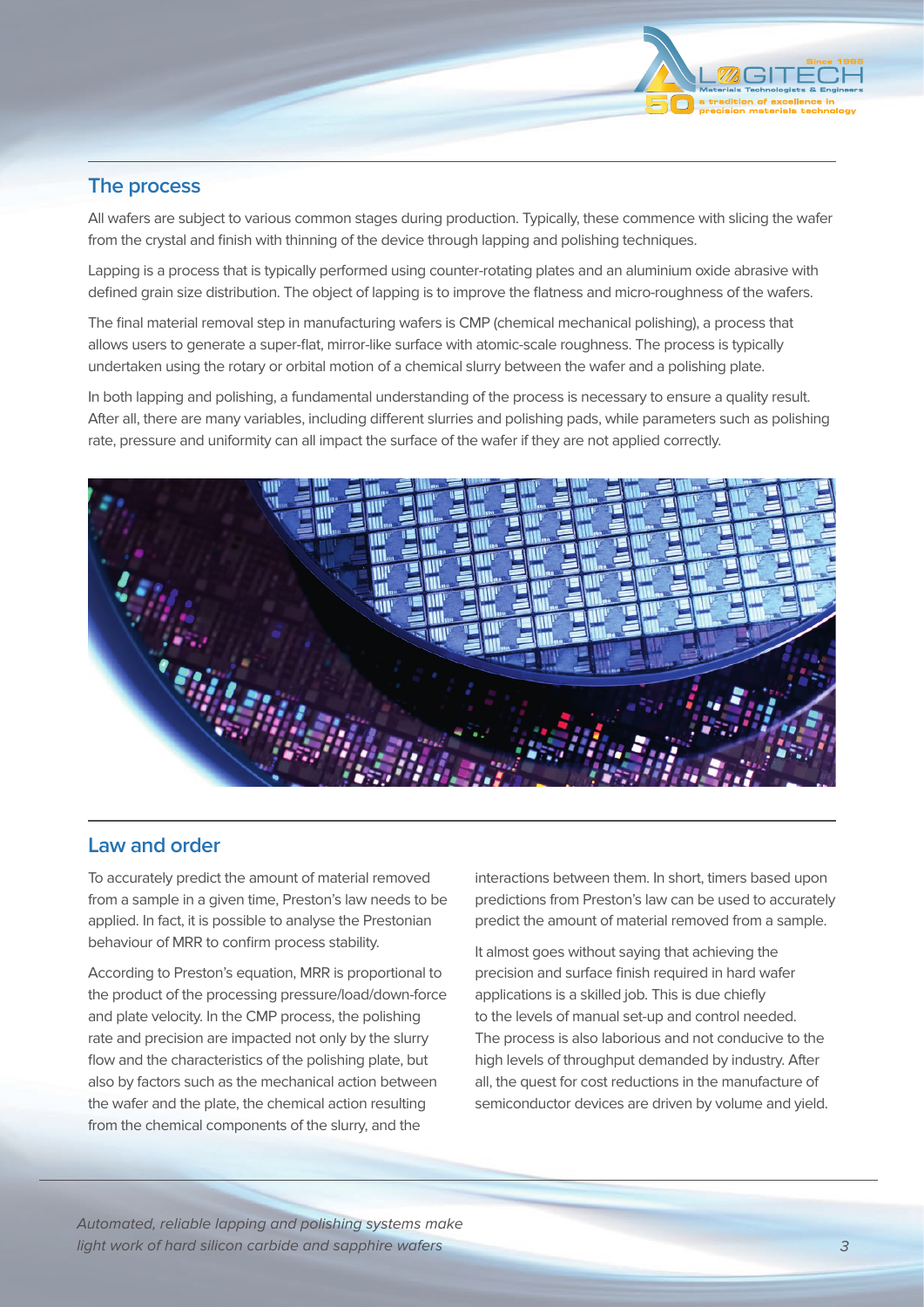## The process

All wafers are subject to various common stages during production. Typically, these commence with slicing the wafer from the crystal and finish with thinning of the device through lapping and polishing techniques.

Lapping is a process that is typically performed using counter-rotating plates and an aluminium oxide abrasive with defined grain size distribution. The object of lapping is to improve the flatness and micro-roughness of the wafers.

The final material removal step in manufacturing wafers is CMP (chemical mechanical polishing), a process that allows users to generate a super-flat, mirror-like surface with atomic-scale roughness. The process is typically undertaken using the rotary or orbital motion of a chemical slurry between the wafer and a polishing plate.

In both lapping and polishing, a fundamental understanding of the process is necessary to ensure a quality result. After all, there are many variables, including different slurries and polishing pads, while parameters such as polishing rate, pressure and uniformity can all impact the surface of the wafer if they are not applied correctly.

## Law and order

To accurately predict the amount of material removed from a sample in a given time, Preston's law needs to be applied. In fact, it is possible to analyse the Prestonian behaviour of MRR to confirm process stability.

According to Preston's equation, MRR is proportional to the product of the processing pressure/load/down-force and plate velocity. In the CMP process, the polishing rate and precision are impacted not only by the slurry flow and the characteristics of the polishing plate, but also by factors such as the mechanical action between the wafer and the plate, the chemical action resulting from the chemical components of the slurry, and the interactions between them. In short, timers based upon predictions from Preston's law can be used to accurately predict the amount of material removed from a sample.

It almost goes without saying that achieving the precision and surface finish required in hard wafer applications is a skilled job. This is due chiefly to the levels of manual set-up and control needed. The process is also laborious and not conducive to the high levels of throughput demanded by industry. After all, the quest for cost reductions in the manufacture of semiconductor devices are driven by volume and yield.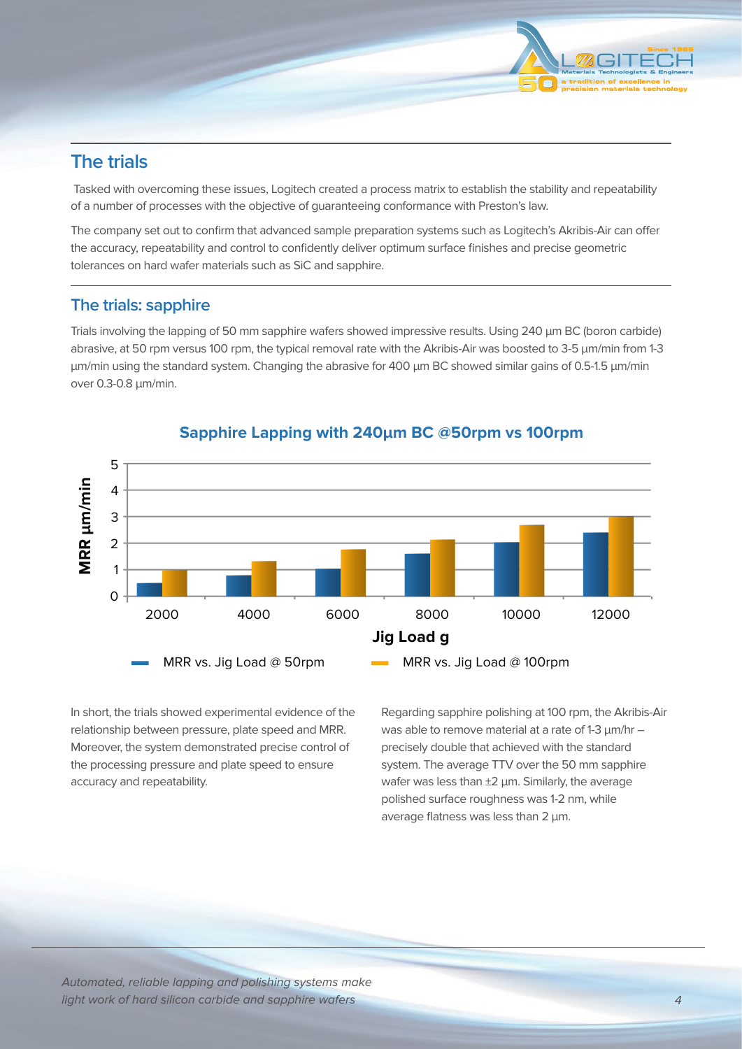## The trials

Tasked with overcoming these issues, Logitech created a process matrix to establish the stability and repeatability of a number of processes with the objective of guaranteeing conformance with Preston's law.

The company set out to confirm that advanced sample preparation systems such as Logitech's Akribis-Air can offer the accuracy, repeatability and control to confidently deliver optimum surface finishes and precise geometric tolerances on hard wafer materials such as SiC and sapphire.

## The trials: sapphire

Trials involving the lapping of 50 mm sapphire wafers showed impressive results. Using 240 µm BC (boron carbide) abrasive, at 50 rpm versus 100 rpm, the typical removal rate with the Akribis-Air was boosted to 3-5 µm/min from 1-3 µm/min using the standard system. Changing the abrasive for 400 µm BC showed similar gains of 0.5-1.5 µm/min over 0.3-0.8 µm/min.

**Sapphire Lapping with 240µm BC @50rpm vs 100rpm**

MRR µm/min

0
1
2
3
4
5

2000
4000
6000
8000
10000
12000

Jig Load g

MRR vs. Jig Load @ 50rpm
MRR vs. Jig Load @ 100rpm

In short, the trials showed experimental evidence of the relationship between pressure, plate speed and MRR. Moreover, the system demonstrated precise control of the processing pressure and plate speed to ensure accuracy and repeatability.

Regarding sapphire polishing at 100 rpm, the Akribis-Air was able to remove material at a rate of 1-3 µm/hr – precisely double that achieved with the standard system. The average TTV over the 50 mm sapphire wafer was less than ±2 µm. Similarly, the average polished surface roughness was 1-2 nm, while average flatness was less than 2 µm.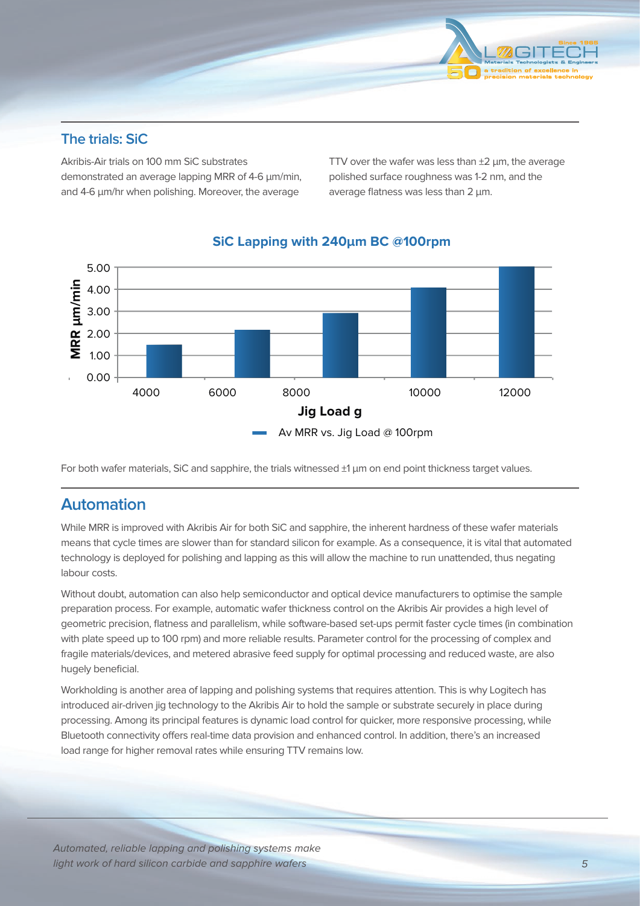## The trials: SiC

Akribis-Air trials on 100 mm SiC substrates demonstrated an average lapping MRR of 4-6 µm/min, and 4-6 µm/hr when polishing. Moreover, the average TTV over the wafer was less than ±2 µm, the average polished surface roughness was 1-2 nm, and the average flatness was less than 2 µm.

**SiC Lapping with 240µm BC @100rpm**

MRR µm/min

5.00
4.00
3.00
2.00
1.00
0.00

4000 6000 8000 10000 12000

Jig Load g

Av MRR vs. Jig Load @ 100rpm

For both wafer materials, SiC and sapphire, the trials witnessed ±1 µm on end point thickness target values.

## Automation

While MRR is improved with Akribis Air for both SiC and sapphire, the inherent hardness of these wafer materials means that cycle times are slower than for standard silicon for example. As a consequence, it is vital that automated technology is deployed for polishing and lapping as this will allow the machine to run unattended, thus negating labour costs.

Without doubt, automation can also help semiconductor and optical device manufacturers to optimise the sample preparation process. For example, automatic wafer thickness control on the Akribis Air provides a high level of geometric precision, flatness and parallelism, while software-based set-ups permit faster cycle times (in combination with plate speed up to 100 rpm) and more reliable results. Parameter control for the processing of complex and fragile materials/devices, and metered abrasive feed supply for optimal processing and reduced waste, are also hugely beneficial.

Workholding is another area of lapping and polishing systems that requires attention. This is why Logitech has introduced air-driven jig technology to the Akribis Air to hold the sample or substrate securely in place during processing. Among its principal features is dynamic load control for quicker, more responsive processing, while Bluetooth connectivity offers real-time data provision and enhanced control. In addition, there's an increased load range for higher removal rates while ensuring TTV remains low.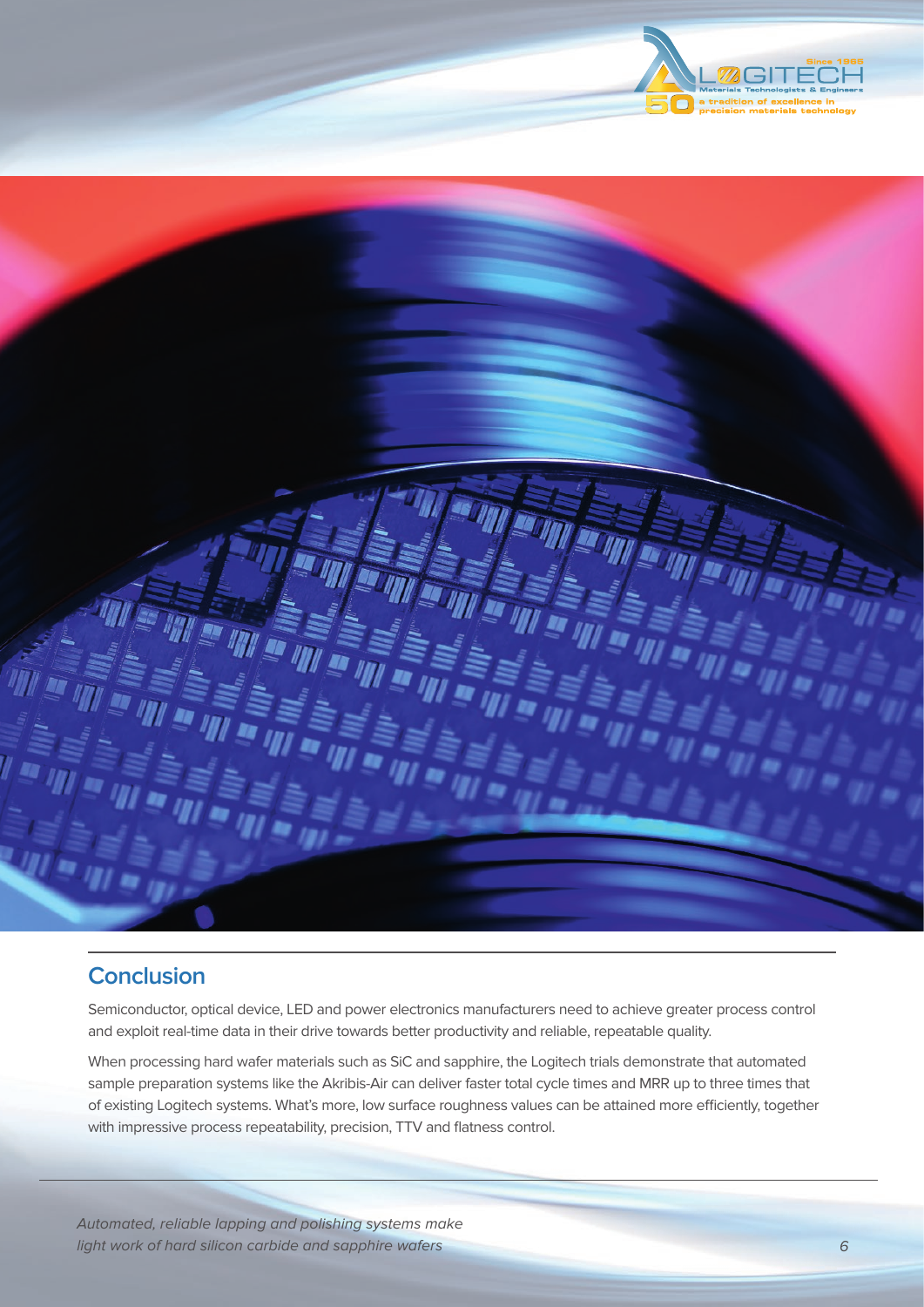## Conclusion

Semiconductor, optical device, LED and power electronics manufacturers need to achieve greater process control and exploit real-time data in their drive towards better productivity and reliable, repeatable quality.

When processing hard wafer materials such as SiC and sapphire, the Logitech trials demonstrate that automated sample preparation systems like the Akribis-Air can deliver faster total cycle times and MRR up to three times that of existing Logitech systems. What's more, low surface roughness values can be attained more efficiently, together with impressive process repeatability, precision, TTV and flatness control.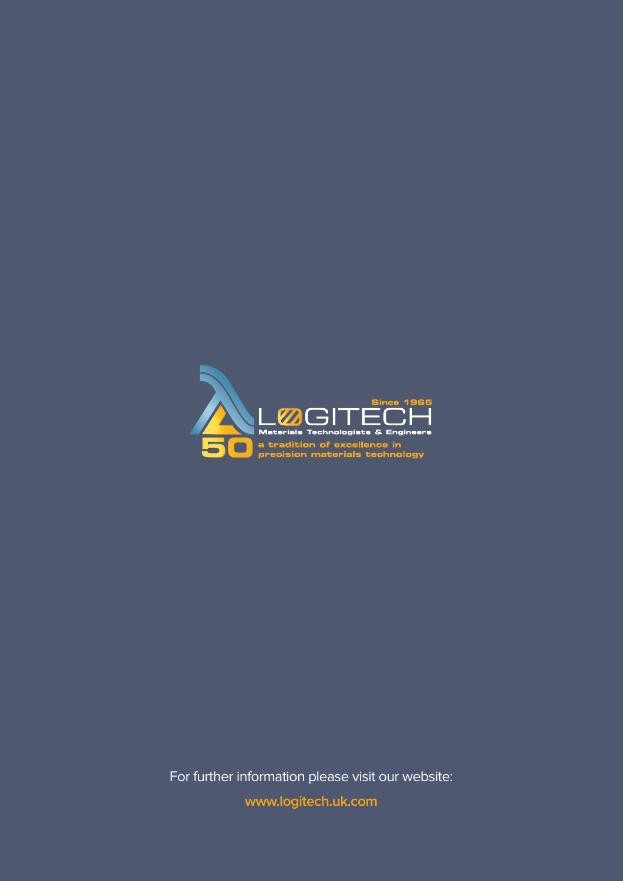Since 1965

LOGITECH

Materials Technologists & Engineers

50

a tradition of excellence in precision materials technology

For further information please visit our website:

www.logitech.uk.com